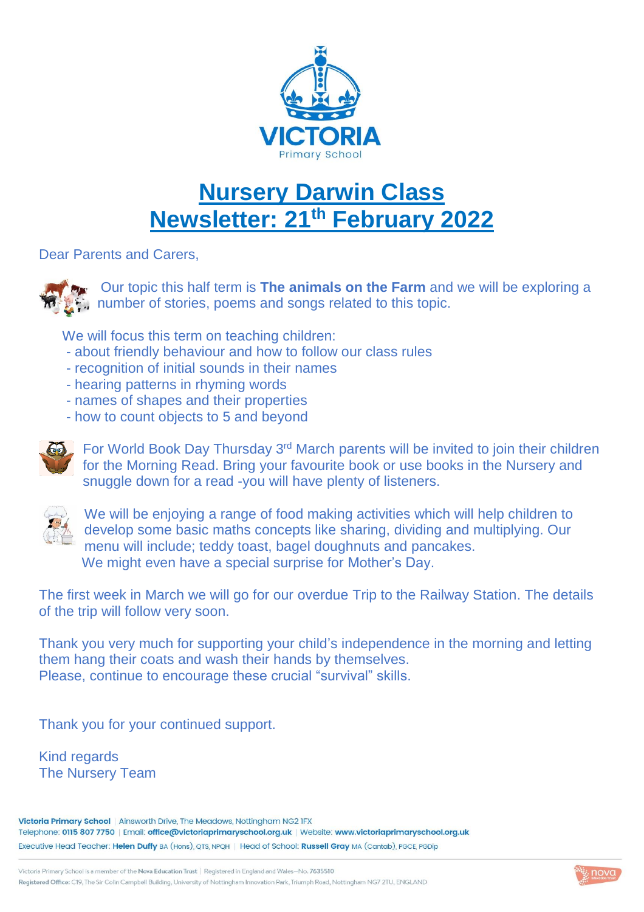VICTORIA
Primary School

# Nursery Darwin Class
# Newsletter: 21th February 2022

Dear Parents and Carers,

Our topic this half term is **The animals on the Farm** and we will be exploring a number of stories, poems and songs related to this topic.

We will focus this term on teaching children:

- about friendly behaviour and how to follow our class rules
- recognition of initial sounds in their names
- hearing patterns in rhyming words
- names of shapes and their properties
- how to count objects to 5 and beyond

For World Book Day Thursday 3rd March parents will be invited to join their children for the Morning Read. Bring your favourite book or use books in the Nursery and snuggle down for a read -you will have plenty of listeners.

We will be enjoying a range of food making activities which will help children to develop some basic maths concepts like sharing, dividing and multiplying. Our menu will include; teddy toast, bagel doughnuts and pancakes.
We might even have a special surprise for Mother's Day.

The first week in March we will go for our overdue Trip to the Railway Station. The details of the trip will follow very soon.

Thank you very much for supporting your child's independence in the morning and letting them hang their coats and wash their hands by themselves.
Please, continue to encourage these crucial "survival" skills.

Thank you for your continued support.

Kind regards
The Nursery Team

**Victoria Primary School** | Ainsworth Drive, The Meadows, Nottingham NG2 1FX
Telephone: **0115 807 7750** | Email: **office@victoriaprimaryschool.org.uk** | Website: **www.victoriaprimaryschool.org.uk**
Executive Head Teacher: **Helen Duffy** BA (Hons), QTS, NPQH | Head of School: **Russell Gray** MA (Cantab), PGCE, PGDip

Victoria Primary School is a member of the **Nova Education Trust** | Registered in England and Wales—No. 7635510
**Registered Office:** C19, The Sir Colin Campbell Building, University of Nottingham Innovation Park, Triumph Road, Nottingham NG7 2TU, ENGLAND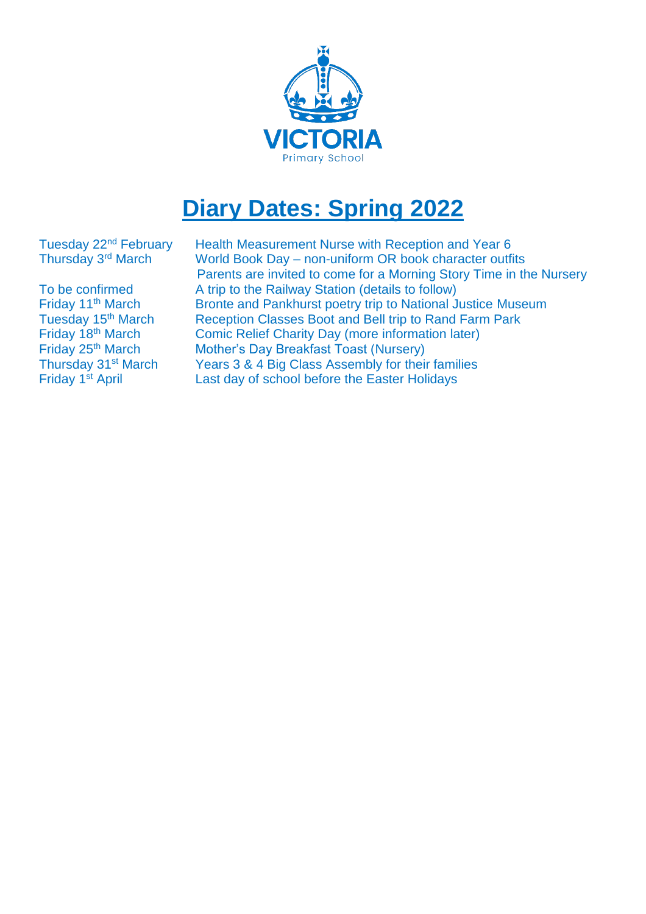VICTORIA

Primary School

# Diary Dates: Spring 2022

| | |
|---|---|
| Tuesday 22nd February | Health Measurement Nurse with Reception and Year 6 |
| Thursday 3rd March | World Book Day – non-uniform OR book character outfits |
| | Parents are invited to come for a Morning Story Time in the Nursery |
| To be confirmed | A trip to the Railway Station (details to follow) |
| Friday 11th March | Bronte and Pankhurst poetry trip to National Justice Museum |
| Tuesday 15th March | Reception Classes Boot and Bell trip to Rand Farm Park |
| Friday 18th March | Comic Relief Charity Day (more information later) |
| Friday 25th March | Mother's Day Breakfast Toast (Nursery) |
| Thursday 31st March | Years 3 & 4 Big Class Assembly for their families |
| Friday 1st April | Last day of school before the Easter Holidays |